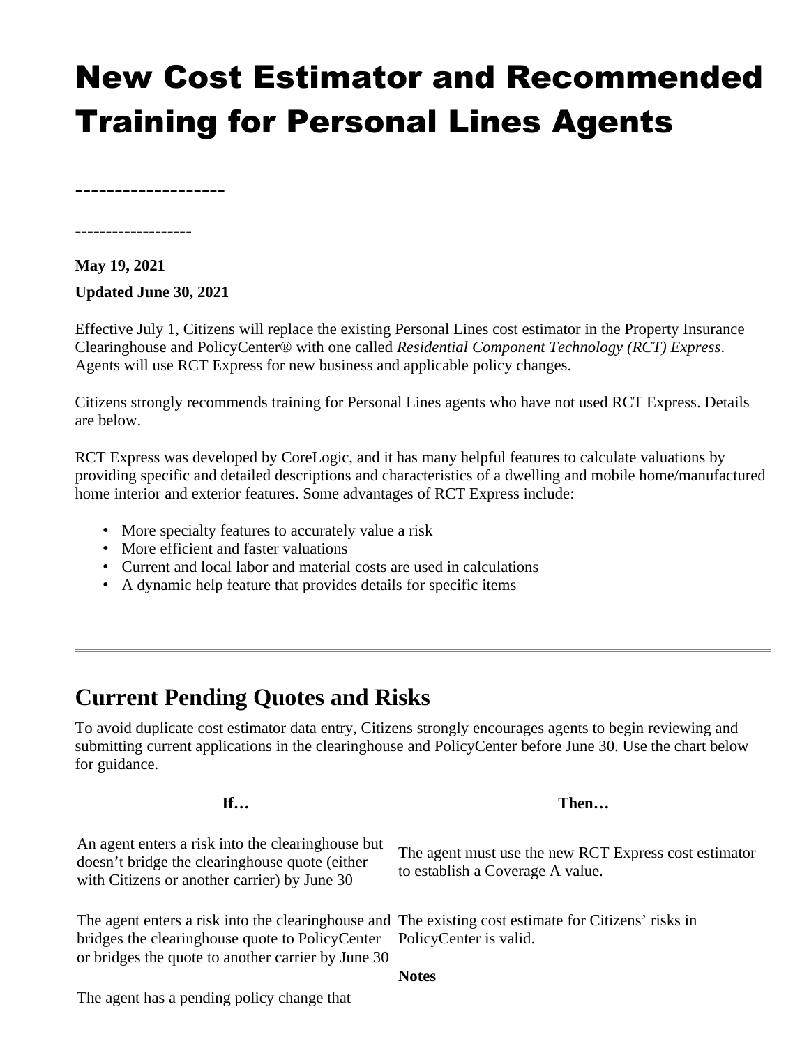# New Cost Estimator and Recommended Training for Personal Lines Agents

-------------------

-------------------

**May 19, 2021**

**Updated June 30, 2021**

Effective July 1, Citizens will replace the existing Personal Lines cost estimator in the Property Insurance Clearinghouse and PolicyCenter® with one called *Residential Component Technology (RCT) Express*. Agents will use RCT Express for new business and applicable policy changes.

Citizens strongly recommends training for Personal Lines agents who have not used RCT Express. Details are below.

RCT Express was developed by CoreLogic, and it has many helpful features to calculate valuations by providing specific and detailed descriptions and characteristics of a dwelling and mobile home/manufactured home interior and exterior features. Some advantages of RCT Express include:

- More specialty features to accurately value a risk
- More efficient and faster valuations
- Current and local labor and material costs are used in calculations
- A dynamic help feature that provides details for specific items

---

## Current Pending Quotes and Risks

To avoid duplicate cost estimator data entry, Citizens strongly encourages agents to begin reviewing and submitting current applications in the clearinghouse and PolicyCenter before June 30. Use the chart below for guidance.

| If… | Then… |
|---|---|
| An agent enters a risk into the clearinghouse but doesn't bridge the clearinghouse quote (either with Citizens or another carrier) by June 30 | The agent must use the new RCT Express cost estimator to establish a Coverage A value. |
| The agent enters a risk into the clearinghouse and bridges the clearinghouse quote to PolicyCenter or bridges the quote to another carrier by June 30 | The existing cost estimate for Citizens' risks in PolicyCenter is valid.<br><br>**Notes** |
| The agent has a pending policy change that | |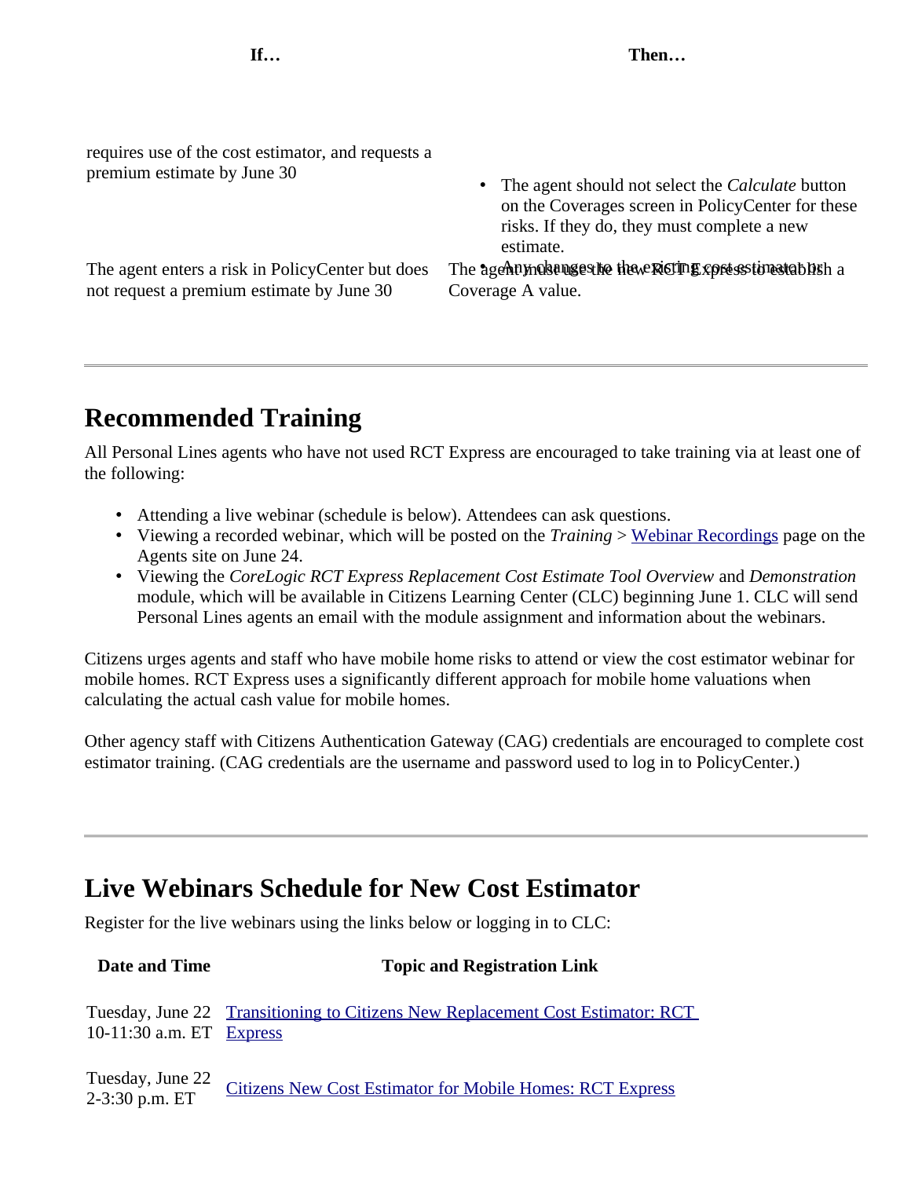| If… | Then… |
|---|---|
| requires use of the cost estimator, and requests a premium estimate by June 30 | • The agent should not select the *Calculate* button on the Coverages screen in PolicyCenter for these risks. If they do, they must complete a new estimate. • Any changes to the existing cost estimator or |
| The agent enters a risk in PolicyCenter but does not request a premium estimate by June 30 | The agent must use the new RCT Express to establish a Coverage A value. |

---

## Recommended Training

All Personal Lines agents who have not used RCT Express are encouraged to take training via at least one of the following:

- Attending a live webinar (schedule is below). Attendees can ask questions.
- Viewing a recorded webinar, which will be posted on the *Training* > Webinar Recordings page on the Agents site on June 24.
- Viewing the *CoreLogic RCT Express Replacement Cost Estimate Tool Overview* and *Demonstration* module, which will be available in Citizens Learning Center (CLC) beginning June 1. CLC will send Personal Lines agents an email with the module assignment and information about the webinars.

Citizens urges agents and staff who have mobile home risks to attend or view the cost estimator webinar for mobile homes. RCT Express uses a significantly different approach for mobile home valuations when calculating the actual cash value for mobile homes.

Other agency staff with Citizens Authentication Gateway (CAG) credentials are encouraged to complete cost estimator training. (CAG credentials are the username and password used to log in to PolicyCenter.)

---

## Live Webinars Schedule for New Cost Estimator

Register for the live webinars using the links below or logging in to CLC:

| Date and Time | Topic and Registration Link |
|---|---|
| Tuesday, June 22 10-11:30 a.m. ET | Transitioning to Citizens New Replacement Cost Estimator: RCT Express |
| Tuesday, June 22 2-3:30 p.m. ET | Citizens New Cost Estimator for Mobile Homes: RCT Express |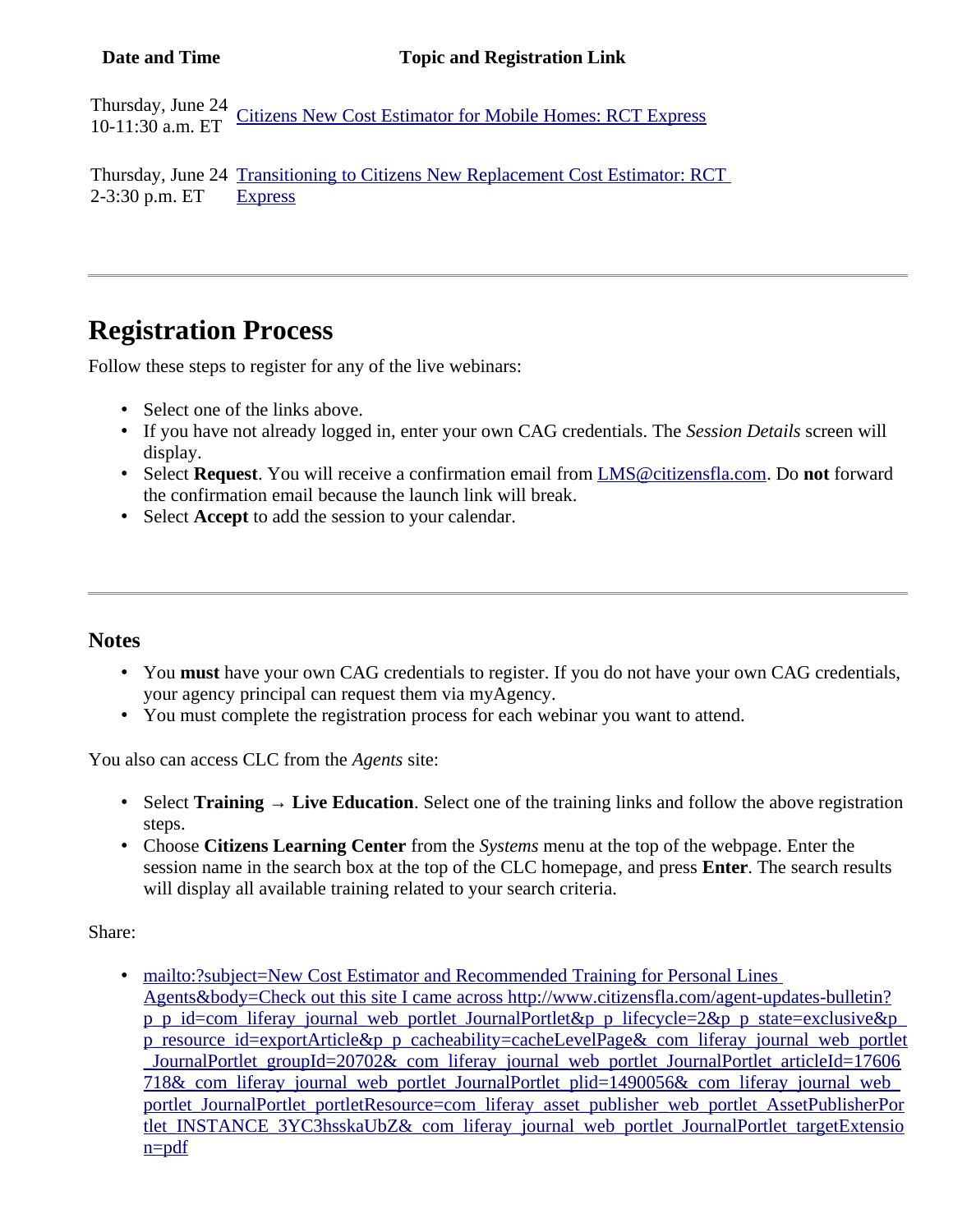| Date and Time | Topic and Registration Link |
|---|---|
| Thursday, June 24 10-11:30 a.m. ET | Citizens New Cost Estimator for Mobile Homes: RCT Express |
| Thursday, June 24 2-3:30 p.m. ET | Transitioning to Citizens New Replacement Cost Estimator: RCT Express |

---

## Registration Process

Follow these steps to register for any of the live webinars:

- Select one of the links above.
- If you have not already logged in, enter your own CAG credentials. The *Session Details* screen will display.
- Select **Request**. You will receive a confirmation email from LMS@citizensfla.com. Do **not** forward the confirmation email because the launch link will break.
- Select **Accept** to add the session to your calendar.

---

### Notes

- You **must** have your own CAG credentials to register. If you do not have your own CAG credentials, your agency principal can request them via myAgency.
- You must complete the registration process for each webinar you want to attend.

You also can access CLC from the *Agents* site:

- Select **Training → Live Education**. Select one of the training links and follow the above registration steps.
- Choose **Citizens Learning Center** from the *Systems* menu at the top of the webpage. Enter the session name in the search box at the top of the CLC homepage, and press **Enter**. The search results will display all available training related to your search criteria.

Share:

- mailto:?subject=New Cost Estimator and Recommended Training for Personal Lines Agents&body=Check out this site I came across http://www.citizensfla.com/agent-updates-bulletin?p_p_id=com_liferay_journal_web_portlet_JournalPortlet&p_p_lifecycle=2&p_p_state=exclusive&p_p_resource_id=exportArticle&p_p_cacheability=cacheLevelPage&_com_liferay_journal_web_portlet_JournalPortlet_groupId=20702&_com_liferay_journal_web_portlet_JournalPortlet_articleId=17606718&_com_liferay_journal_web_portlet_JournalPortlet_plid=1490056&_com_liferay_journal_web_portlet_JournalPortlet_portletResource=com_liferay_asset_publisher_web_portlet_AssetPublisherPortlet_INSTANCE_3YC3hsskaUbZ&_com_liferay_journal_web_portlet_JournalPortlet_targetExtension=pdf